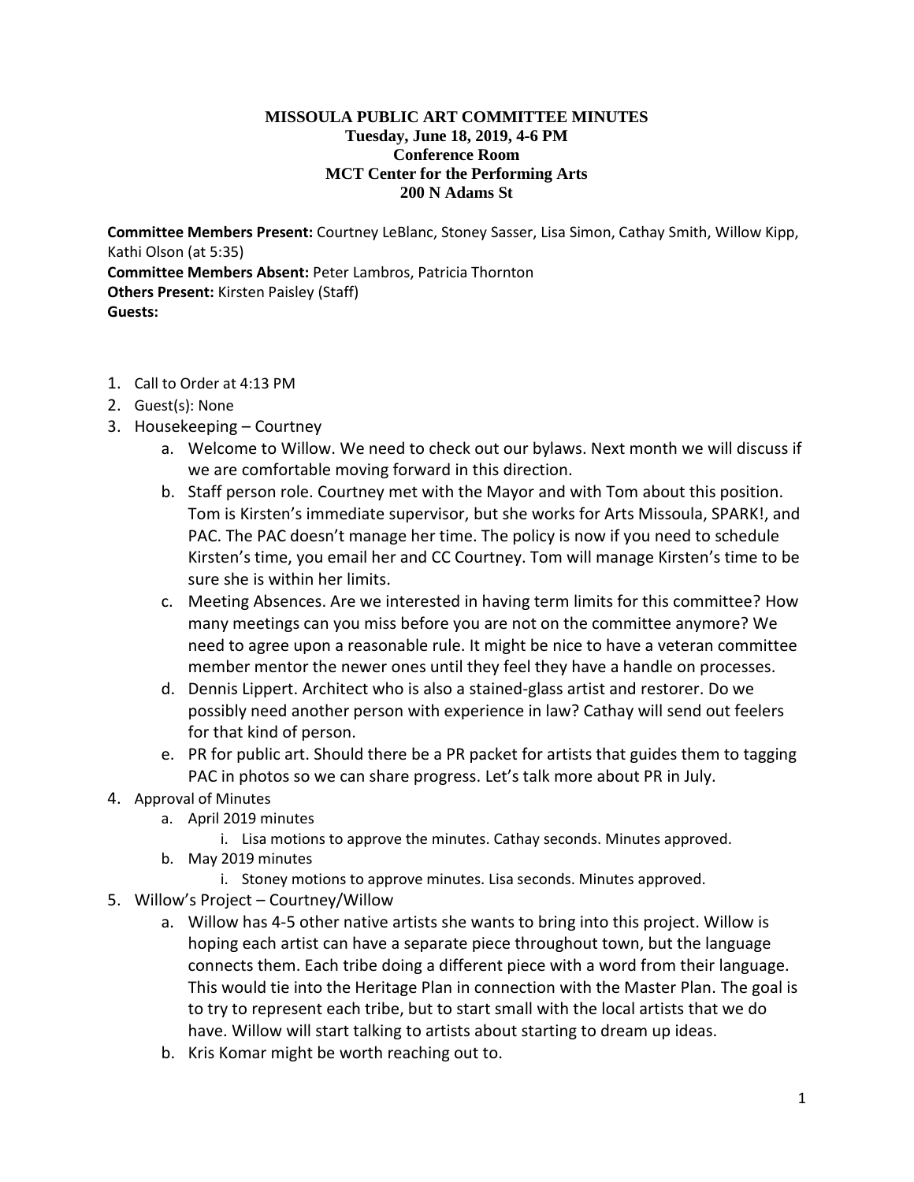**MISSOULA PUBLIC ART COMMITTEE MINUTES**
**Tuesday, June 18, 2019, 4-6 PM**
**Conference Room**
**MCT Center for the Performing Arts**
**200 N Adams St**

**Committee Members Present:** Courtney LeBlanc, Stoney Sasser, Lisa Simon, Cathay Smith, Willow Kipp, Kathi Olson (at 5:35)
**Committee Members Absent:** Peter Lambros, Patricia Thornton
**Others Present:** Kirsten Paisley (Staff)
**Guests:**

1. Call to Order at 4:13 PM
2. Guest(s): None
3. Housekeeping – Courtney
    a. Welcome to Willow. We need to check out our bylaws. Next month we will discuss if we are comfortable moving forward in this direction.
    b. Staff person role. Courtney met with the Mayor and with Tom about this position. Tom is Kirsten's immediate supervisor, but she works for Arts Missoula, SPARK!, and PAC. The PAC doesn't manage her time. The policy is now if you need to schedule Kirsten's time, you email her and CC Courtney. Tom will manage Kirsten's time to be sure she is within her limits.
    c. Meeting Absences. Are we interested in having term limits for this committee? How many meetings can you miss before you are not on the committee anymore? We need to agree upon a reasonable rule. It might be nice to have a veteran committee member mentor the newer ones until they feel they have a handle on processes.
    d. Dennis Lippert. Architect who is also a stained-glass artist and restorer. Do we possibly need another person with experience in law? Cathay will send out feelers for that kind of person.
    e. PR for public art. Should there be a PR packet for artists that guides them to tagging PAC in photos so we can share progress. Let's talk more about PR in July.
4. Approval of Minutes
    a. April 2019 minutes
        i. Lisa motions to approve the minutes. Cathay seconds. Minutes approved.
    b. May 2019 minutes
        i. Stoney motions to approve minutes. Lisa seconds. Minutes approved.
5. Willow's Project – Courtney/Willow
    a. Willow has 4-5 other native artists she wants to bring into this project. Willow is hoping each artist can have a separate piece throughout town, but the language connects them. Each tribe doing a different piece with a word from their language. This would tie into the Heritage Plan in connection with the Master Plan. The goal is to try to represent each tribe, but to start small with the local artists that we do have. Willow will start talking to artists about starting to dream up ideas.
    b. Kris Komar might be worth reaching out to.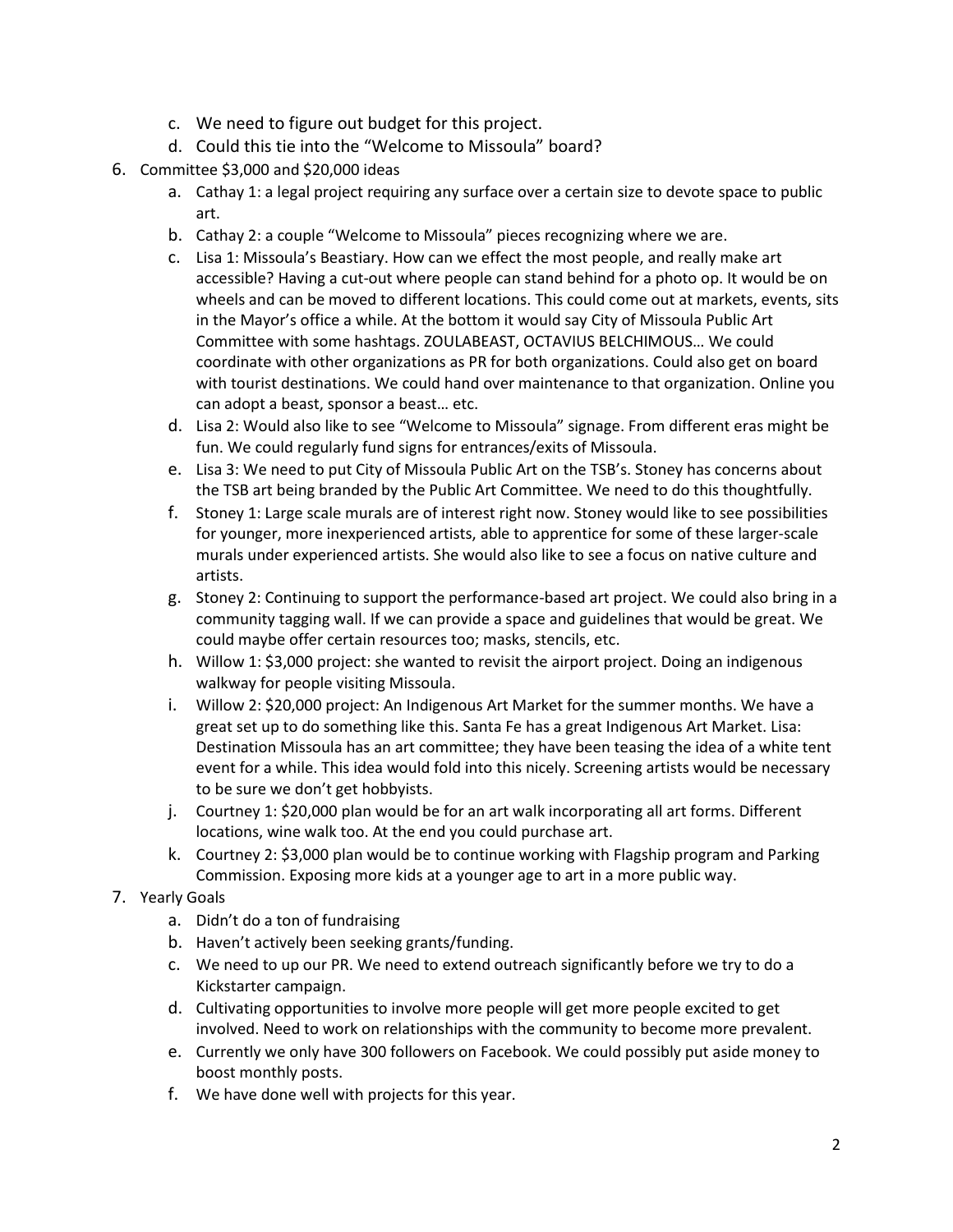c. We need to figure out budget for this project.
   d. Could this tie into the "Welcome to Missoula" board?

6. Committee $3,000 and $20,000 ideas
   a. Cathay 1: a legal project requiring any surface over a certain size to devote space to public art.
   b. Cathay 2: a couple "Welcome to Missoula" pieces recognizing where we are.
   c. Lisa 1: Missoula's Beastiary. How can we effect the most people, and really make art accessible? Having a cut-out where people can stand behind for a photo op. It would be on wheels and can be moved to different locations. This could come out at markets, events, sits in the Mayor's office a while. At the bottom it would say City of Missoula Public Art Committee with some hashtags. ZOULABEAST, OCTAVIUS BELCHIMOUS… We could coordinate with other organizations as PR for both organizations. Could also get on board with tourist destinations. We could hand over maintenance to that organization. Online you can adopt a beast, sponsor a beast… etc.
   d. Lisa 2: Would also like to see "Welcome to Missoula" signage. From different eras might be fun. We could regularly fund signs for entrances/exits of Missoula.
   e. Lisa 3: We need to put City of Missoula Public Art on the TSB's. Stoney has concerns about the TSB art being branded by the Public Art Committee. We need to do this thoughtfully.
   f. Stoney 1: Large scale murals are of interest right now. Stoney would like to see possibilities for younger, more inexperienced artists, able to apprentice for some of these larger-scale murals under experienced artists. She would also like to see a focus on native culture and artists.
   g. Stoney 2: Continuing to support the performance-based art project. We could also bring in a community tagging wall. If we can provide a space and guidelines that would be great. We could maybe offer certain resources too; masks, stencils, etc.
   h. Willow 1: $3,000 project: she wanted to revisit the airport project. Doing an indigenous walkway for people visiting Missoula.
   i. Willow 2: $20,000 project: An Indigenous Art Market for the summer months. We have a great set up to do something like this. Santa Fe has a great Indigenous Art Market. Lisa: Destination Missoula has an art committee; they have been teasing the idea of a white tent event for a while. This idea would fold into this nicely. Screening artists would be necessary to be sure we don't get hobbyists.
   j. Courtney 1: $20,000 plan would be for an art walk incorporating all art forms. Different locations, wine walk too. At the end you could purchase art.
   k. Courtney 2: $3,000 plan would be to continue working with Flagship program and Parking Commission. Exposing more kids at a younger age to art in a more public way.

7. Yearly Goals
   a. Didn't do a ton of fundraising
   b. Haven't actively been seeking grants/funding.
   c. We need to up our PR. We need to extend outreach significantly before we try to do a Kickstarter campaign.
   d. Cultivating opportunities to involve more people will get more people excited to get involved. Need to work on relationships with the community to become more prevalent.
   e. Currently we only have 300 followers on Facebook. We could possibly put aside money to boost monthly posts.
   f. We have done well with projects for this year.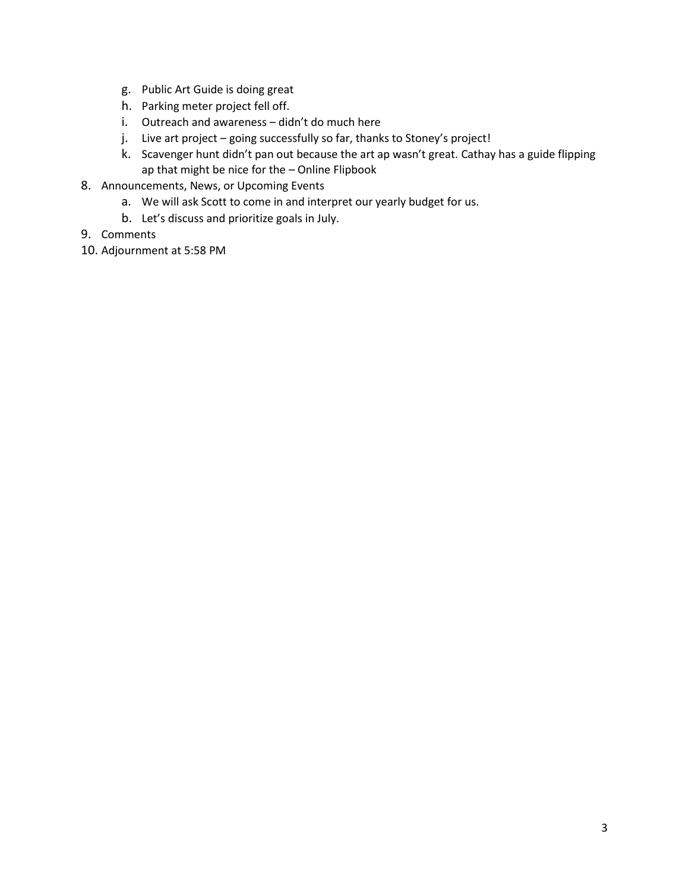g. Public Art Guide is doing great
   h. Parking meter project fell off.
   i. Outreach and awareness – didn't do much here
   j. Live art project – going successfully so far, thanks to Stoney's project!
   k. Scavenger hunt didn't pan out because the art ap wasn't great. Cathay has a guide flipping ap that might be nice for the – Online Flipbook

8. Announcements, News, or Upcoming Events
   a. We will ask Scott to come in and interpret our yearly budget for us.
   b. Let's discuss and prioritize goals in July.
9. Comments
10. Adjournment at 5:58 PM